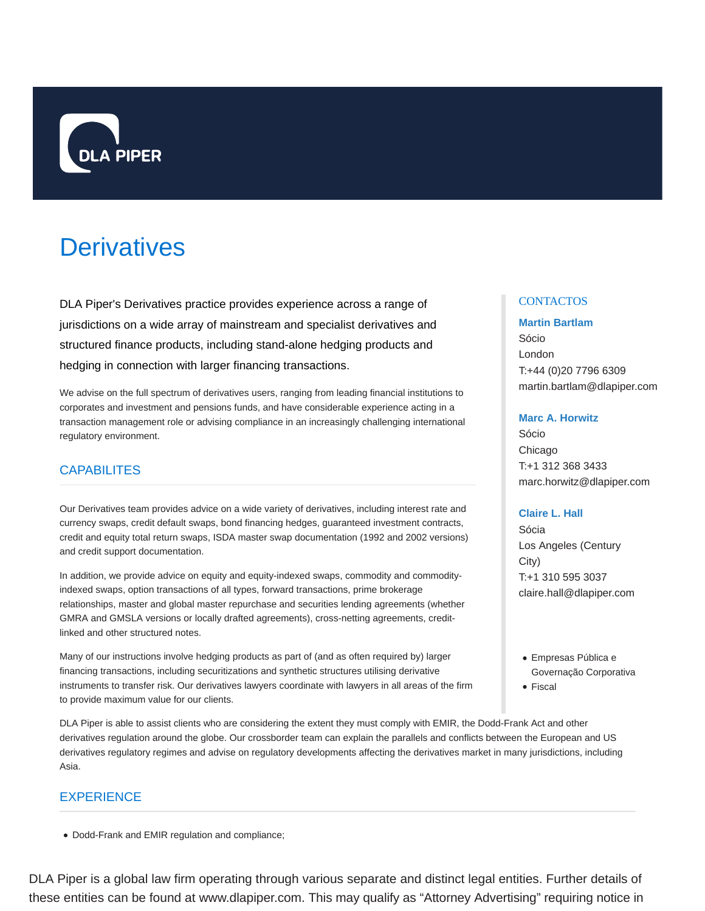# Derivatives

DLA Piper's Derivatives practice provides experience across a range of jurisdictions on a wide array of mainstream and specialist derivatives and structured finance products, including stand-alone hedging products and hedging in connection with larger financing transactions.

We advise on the full spectrum of derivatives users, ranging from leading financial institutions to corporates and investment and pensions funds, and have considerable experience acting in a transaction management role or advising compliance in an increasingly challenging international regulatory environment.

## CAPABILITES

Our Derivatives team provides advice on a wide variety of derivatives, including interest rate and currency swaps, credit default swaps, bond financing hedges, guaranteed investment contracts, credit and equity total return swaps, ISDA master swap documentation (1992 and 2002 versions) and credit support documentation.

In addition, we provide advice on equity and equity-indexed swaps, commodity and commodity-indexed swaps, option transactions of all types, forward transactions, prime brokerage relationships, master and global master repurchase and securities lending agreements (whether GMRA and GMSLA versions or locally drafted agreements), cross-netting agreements, credit-linked and other structured notes.

Many of our instructions involve hedging products as part of (and as often required by) larger financing transactions, including securitizations and synthetic structures utilising derivative instruments to transfer risk. Our derivatives lawyers coordinate with lawyers in all areas of the firm to provide maximum value for our clients.

DLA Piper is able to assist clients who are considering the extent they must comply with EMIR, the Dodd-Frank Act and other derivatives regulation around the globe. Our crossborder team can explain the parallels and conflicts between the European and US derivatives regulatory regimes and advise on regulatory developments affecting the derivatives market in many jurisdictions, including Asia.

## EXPERIENCE

- Dodd-Frank and EMIR regulation and compliance;

## CONTACTOS

**Martin Bartlam**
Sócio
London
T:+44 (0)20 7796 6309
martin.bartlam@dlapiper.com

**Marc A. Horwitz**
Sócio
Chicago
T:+1 312 368 3433
marc.horwitz@dlapiper.com

**Claire L. Hall**
Sócia
Los Angeles (Century City)
T:+1 310 595 3037
claire.hall@dlapiper.com

- Empresas Pública e Governação Corporativa
- Fiscal

DLA Piper is a global law firm operating through various separate and distinct legal entities. Further details of these entities can be found at www.dlapiper.com. This may qualify as "Attorney Advertising" requiring notice in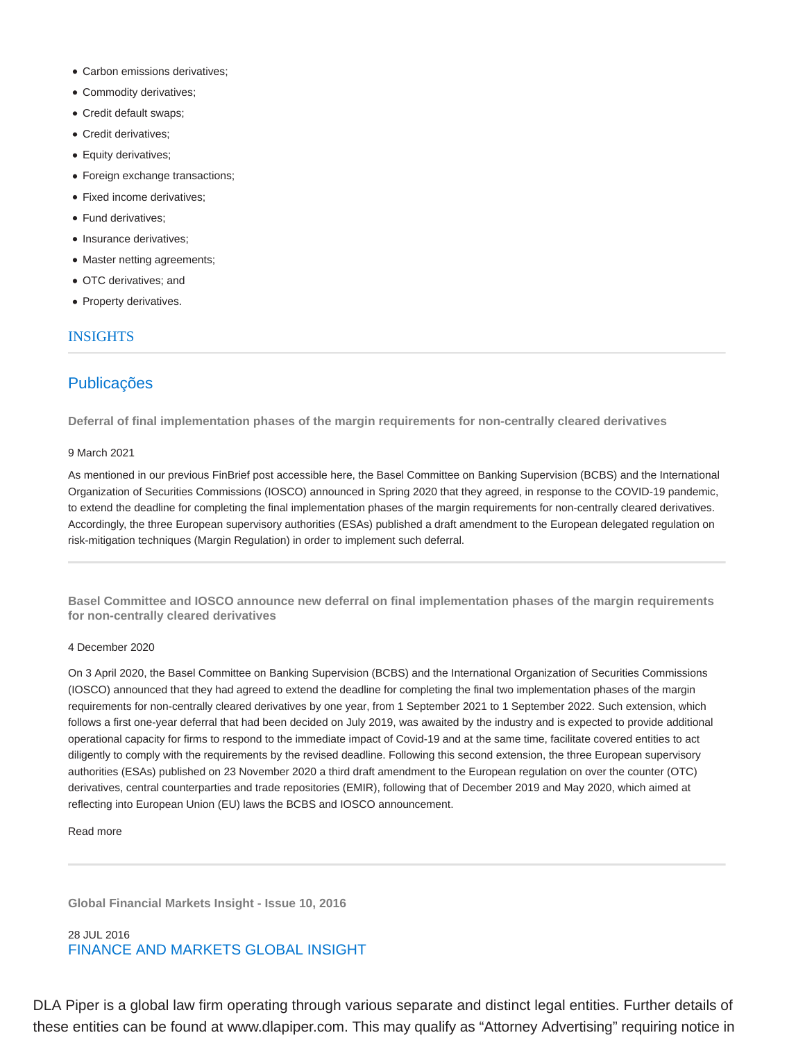- Carbon emissions derivatives;
- Commodity derivatives;
- Credit default swaps;
- Credit derivatives;
- Equity derivatives;
- Foreign exchange transactions;
- Fixed income derivatives;
- Fund derivatives;
- Insurance derivatives;
- Master netting agreements;
- OTC derivatives; and
- Property derivatives.

## INSIGHTS

## Publicações

**Deferral of final implementation phases of the margin requirements for non-centrally cleared derivatives**

9 March 2021

As mentioned in our previous FinBrief post accessible here, the Basel Committee on Banking Supervision (BCBS) and the International Organization of Securities Commissions (IOSCO) announced in Spring 2020 that they agreed, in response to the COVID-19 pandemic, to extend the deadline for completing the final implementation phases of the margin requirements for non-centrally cleared derivatives. Accordingly, the three European supervisory authorities (ESAs) published a draft amendment to the European delegated regulation on risk-mitigation techniques (Margin Regulation) in order to implement such deferral.

---

**Basel Committee and IOSCO announce new deferral on final implementation phases of the margin requirements for non-centrally cleared derivatives**

4 December 2020

On 3 April 2020, the Basel Committee on Banking Supervision (BCBS) and the International Organization of Securities Commissions (IOSCO) announced that they had agreed to extend the deadline for completing the final two implementation phases of the margin requirements for non-centrally cleared derivatives by one year, from 1 September 2021 to 1 September 2022. Such extension, which follows a first one-year deferral that had been decided on July 2019, was awaited by the industry and is expected to provide additional operational capacity for firms to respond to the immediate impact of Covid-19 and at the same time, facilitate covered entities to act diligently to comply with the requirements by the revised deadline. Following this second extension, the three European supervisory authorities (ESAs) published on 23 November 2020 a third draft amendment to the European regulation on over the counter (OTC) derivatives, central counterparties and trade repositories (EMIR), following that of December 2019 and May 2020, which aimed at reflecting into European Union (EU) laws the BCBS and IOSCO announcement.

Read more

---

**Global Financial Markets Insight - Issue 10, 2016**

28 JUL 2016

FINANCE AND MARKETS GLOBAL INSIGHT

DLA Piper is a global law firm operating through various separate and distinct legal entities. Further details of these entities can be found at www.dlapiper.com. This may qualify as “Attorney Advertising” requiring notice in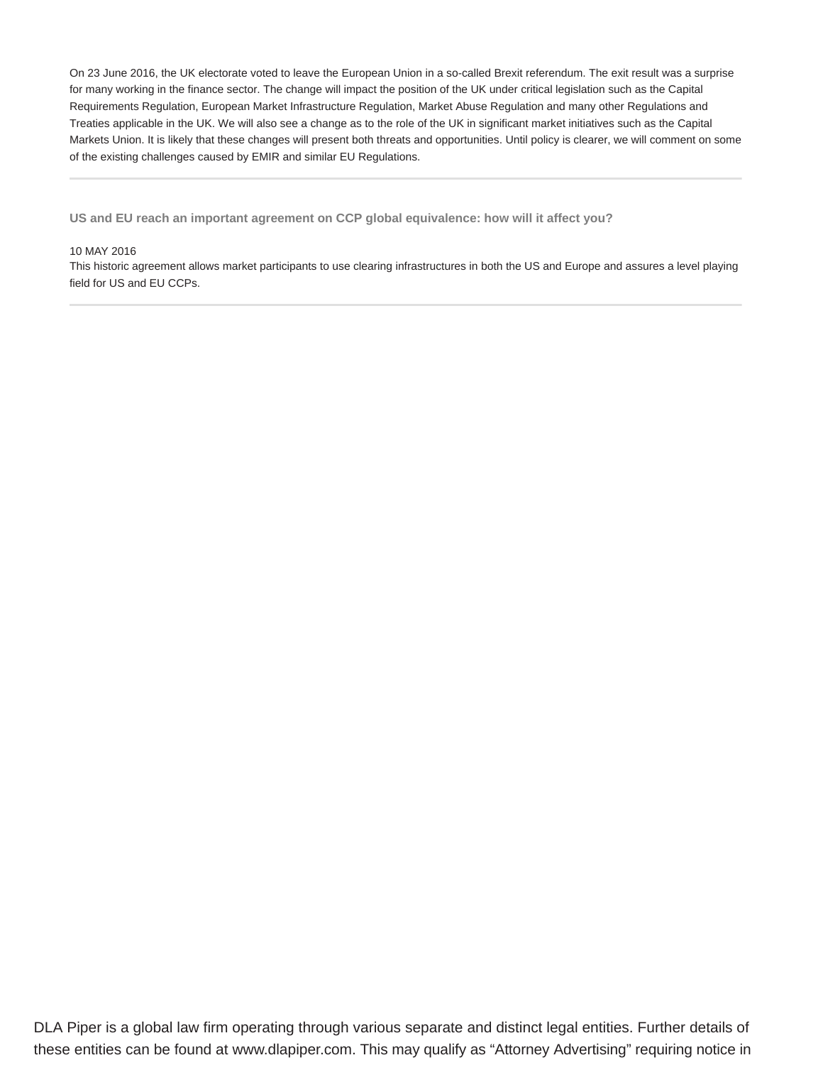On 23 June 2016, the UK electorate voted to leave the European Union in a so-called Brexit referendum. The exit result was a surprise for many working in the finance sector. The change will impact the position of the UK under critical legislation such as the Capital Requirements Regulation, European Market Infrastructure Regulation, Market Abuse Regulation and many other Regulations and Treaties applicable in the UK. We will also see a change as to the role of the UK in significant market initiatives such as the Capital Markets Union. It is likely that these changes will present both threats and opportunities. Until policy is clearer, we will comment on some of the existing challenges caused by EMIR and similar EU Regulations.

---

**US and EU reach an important agreement on CCP global equivalence: how will it affect you?**

10 MAY 2016

This historic agreement allows market participants to use clearing infrastructures in both the US and Europe and assures a level playing field for US and EU CCPs.

---

DLA Piper is a global law firm operating through various separate and distinct legal entities. Further details of these entities can be found at www.dlapiper.com. This may qualify as “Attorney Advertising” requiring notice in